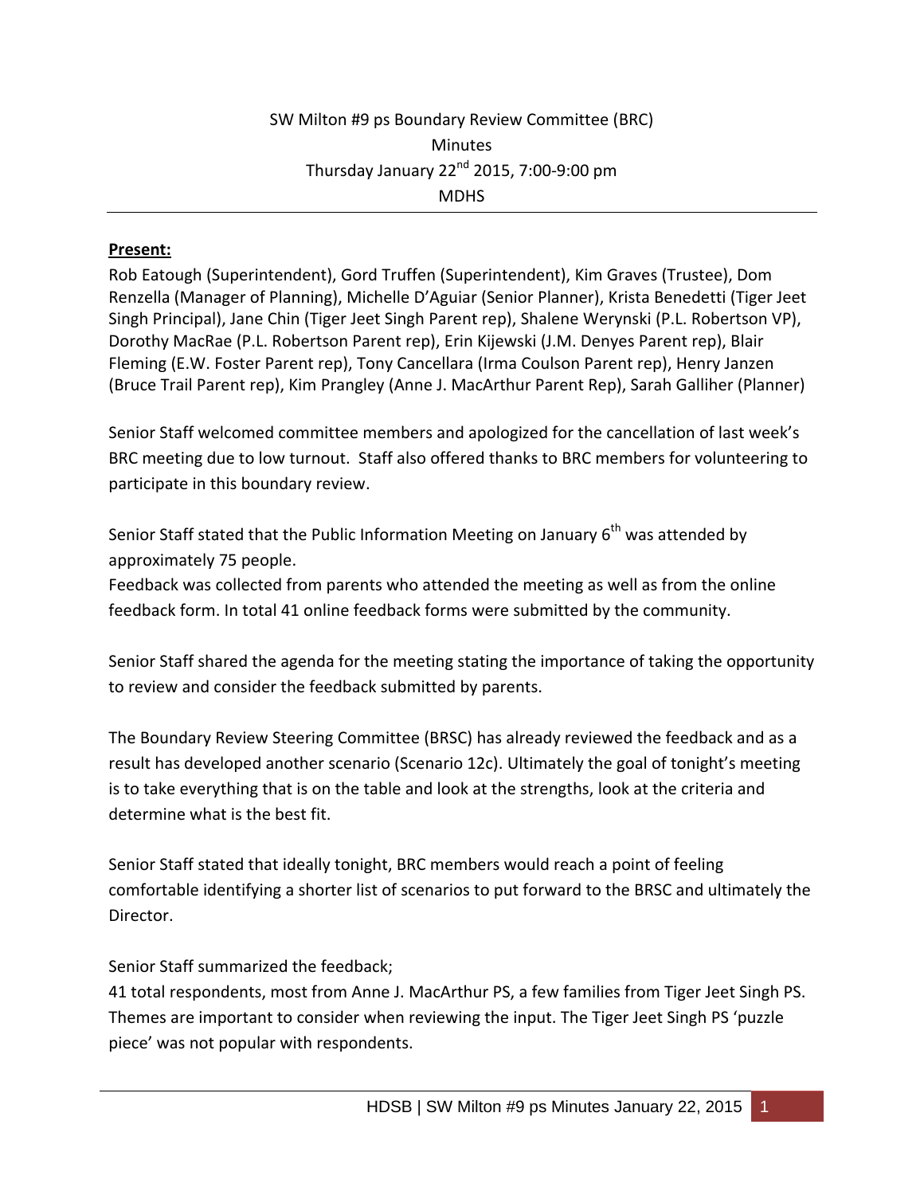SW Milton #9 ps Boundary Review Committee (BRC)
Minutes
Thursday January 22nd 2015, 7:00-9:00 pm
MDHS

**Present:**

Rob Eatough (Superintendent), Gord Truffen (Superintendent), Kim Graves (Trustee), Dom Renzella (Manager of Planning), Michelle D'Aguiar (Senior Planner), Krista Benedetti (Tiger Jeet Singh Principal), Jane Chin (Tiger Jeet Singh Parent rep), Shalene Werynski (P.L. Robertson VP), Dorothy MacRae (P.L. Robertson Parent rep), Erin Kijewski (J.M. Denyes Parent rep), Blair Fleming (E.W. Foster Parent rep), Tony Cancellara (Irma Coulson Parent rep), Henry Janzen (Bruce Trail Parent rep), Kim Prangley (Anne J. MacArthur Parent Rep), Sarah Galliher (Planner)

Senior Staff welcomed committee members and apologized for the cancellation of last week's BRC meeting due to low turnout. Staff also offered thanks to BRC members for volunteering to participate in this boundary review.

Senior Staff stated that the Public Information Meeting on January 6th was attended by approximately 75 people.
Feedback was collected from parents who attended the meeting as well as from the online feedback form. In total 41 online feedback forms were submitted by the community.

Senior Staff shared the agenda for the meeting stating the importance of taking the opportunity to review and consider the feedback submitted by parents.

The Boundary Review Steering Committee (BRSC) has already reviewed the feedback and as a result has developed another scenario (Scenario 12c). Ultimately the goal of tonight's meeting is to take everything that is on the table and look at the strengths, look at the criteria and determine what is the best fit.

Senior Staff stated that ideally tonight, BRC members would reach a point of feeling comfortable identifying a shorter list of scenarios to put forward to the BRSC and ultimately the Director.

Senior Staff summarized the feedback;
41 total respondents, most from Anne J. MacArthur PS, a few families from Tiger Jeet Singh PS. Themes are important to consider when reviewing the input. The Tiger Jeet Singh PS 'puzzle piece' was not popular with respondents.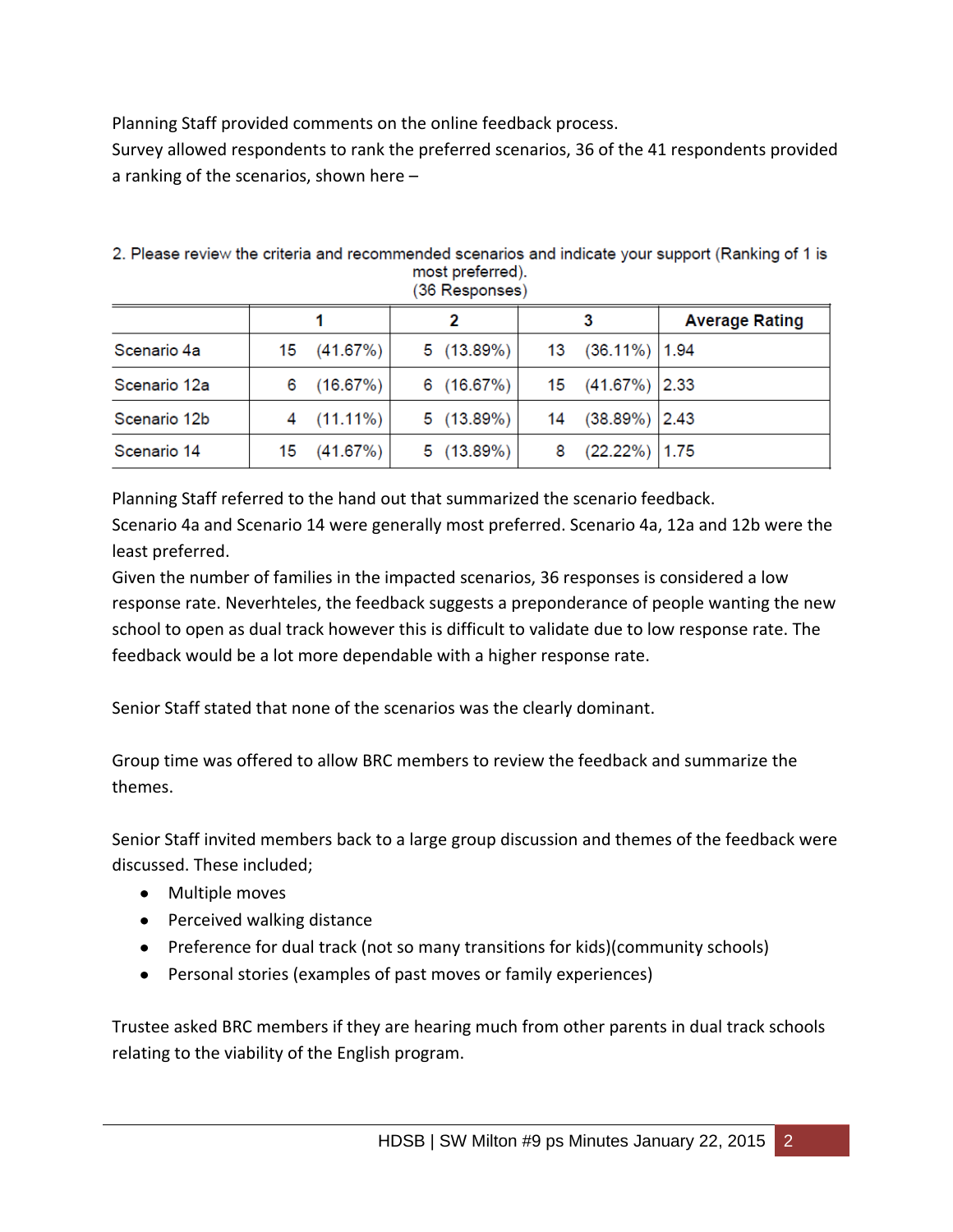Planning Staff provided comments on the online feedback process.
Survey allowed respondents to rank the preferred scenarios, 36 of the 41 respondents provided a ranking of the scenarios, shown here –

2. Please review the criteria and recommended scenarios and indicate your support (Ranking of 1 is most preferred).
(36 Responses)

| | 1 | 2 | 3 | Average Rating |
|---|---|---|---|---|
| Scenario 4a | 15 (41.67%) | 5 (13.89%) | 13 (36.11%) | 1.94 |
| Scenario 12a | 6 (16.67%) | 6 (16.67%) | 15 (41.67%) | 2.33 |
| Scenario 12b | 4 (11.11%) | 5 (13.89%) | 14 (38.89%) | 2.43 |
| Scenario 14 | 15 (41.67%) | 5 (13.89%) | 8 (22.22%) | 1.75 |

Planning Staff referred to the hand out that summarized the scenario feedback.
Scenario 4a and Scenario 14 were generally most preferred. Scenario 4a, 12a and 12b were the least preferred.
Given the number of families in the impacted scenarios, 36 responses is considered a low response rate. Neverhteles, the feedback suggests a preponderance of people wanting the new school to open as dual track however this is difficult to validate due to low response rate. The feedback would be a lot more dependable with a higher response rate.

Senior Staff stated that none of the scenarios was the clearly dominant.

Group time was offered to allow BRC members to review the feedback and summarize the themes.

Senior Staff invited members back to a large group discussion and themes of the feedback were discussed. These included;

- Multiple moves
- Perceived walking distance
- Preference for dual track (not so many transitions for kids)(community schools)
- Personal stories (examples of past moves or family experiences)

Trustee asked BRC members if they are hearing much from other parents in dual track schools relating to the viability of the English program.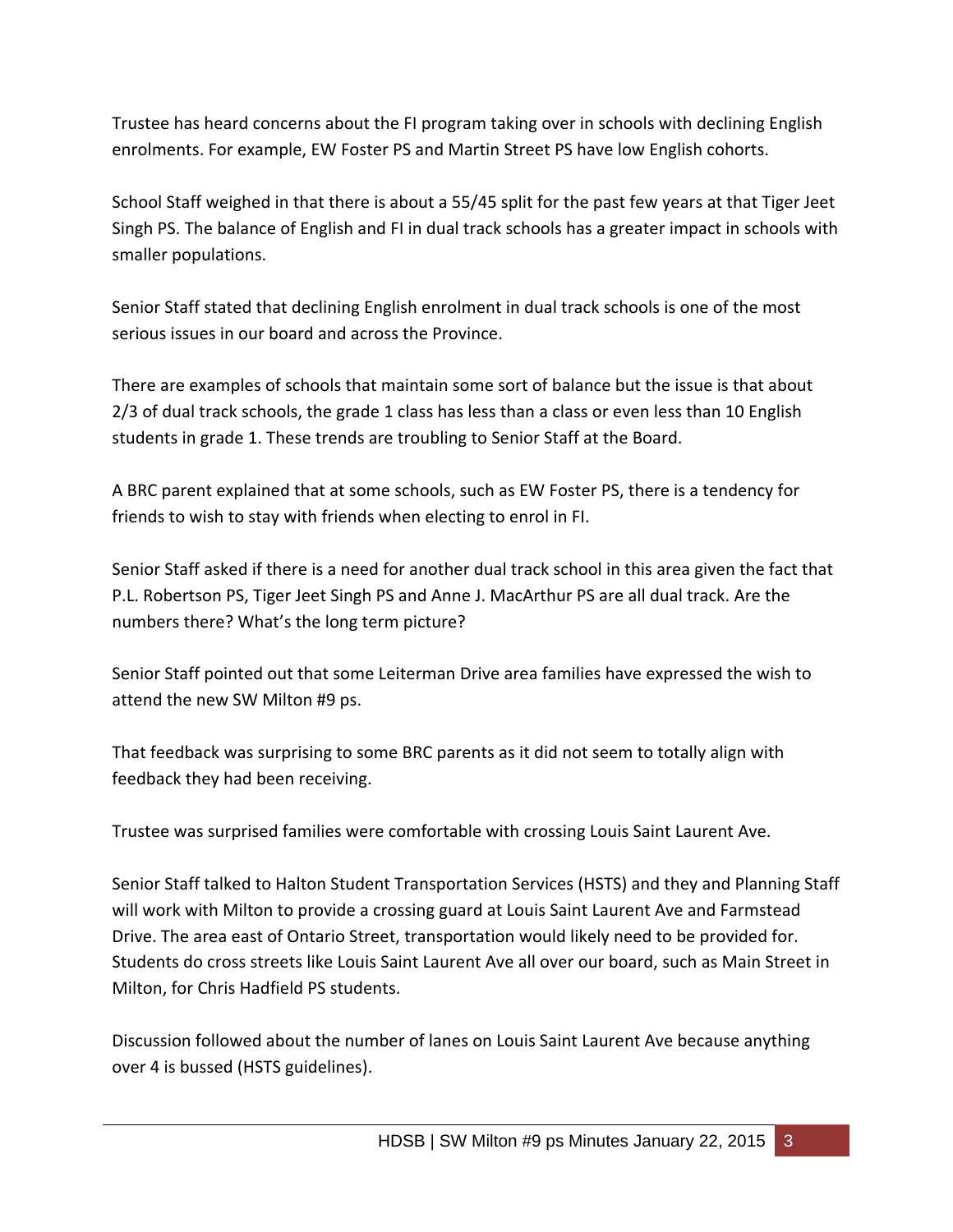Trustee has heard concerns about the FI program taking over in schools with declining English enrolments. For example, EW Foster PS and Martin Street PS have low English cohorts.

School Staff weighed in that there is about a 55/45 split for the past few years at that Tiger Jeet Singh PS. The balance of English and FI in dual track schools has a greater impact in schools with smaller populations.

Senior Staff stated that declining English enrolment in dual track schools is one of the most serious issues in our board and across the Province.

There are examples of schools that maintain some sort of balance but the issue is that about 2/3 of dual track schools, the grade 1 class has less than a class or even less than 10 English students in grade 1. These trends are troubling to Senior Staff at the Board.

A BRC parent explained that at some schools, such as EW Foster PS, there is a tendency for friends to wish to stay with friends when electing to enrol in FI.

Senior Staff asked if there is a need for another dual track school in this area given the fact that P.L. Robertson PS, Tiger Jeet Singh PS and Anne J. MacArthur PS are all dual track. Are the numbers there? What's the long term picture?

Senior Staff pointed out that some Leiterman Drive area families have expressed the wish to attend the new SW Milton #9 ps.

That feedback was surprising to some BRC parents as it did not seem to totally align with feedback they had been receiving.

Trustee was surprised families were comfortable with crossing Louis Saint Laurent Ave.

Senior Staff talked to Halton Student Transportation Services (HSTS) and they and Planning Staff will work with Milton to provide a crossing guard at Louis Saint Laurent Ave and Farmstead Drive. The area east of Ontario Street, transportation would likely need to be provided for. Students do cross streets like Louis Saint Laurent Ave all over our board, such as Main Street in Milton, for Chris Hadfield PS students.

Discussion followed about the number of lanes on Louis Saint Laurent Ave because anything over 4 is bussed (HSTS guidelines).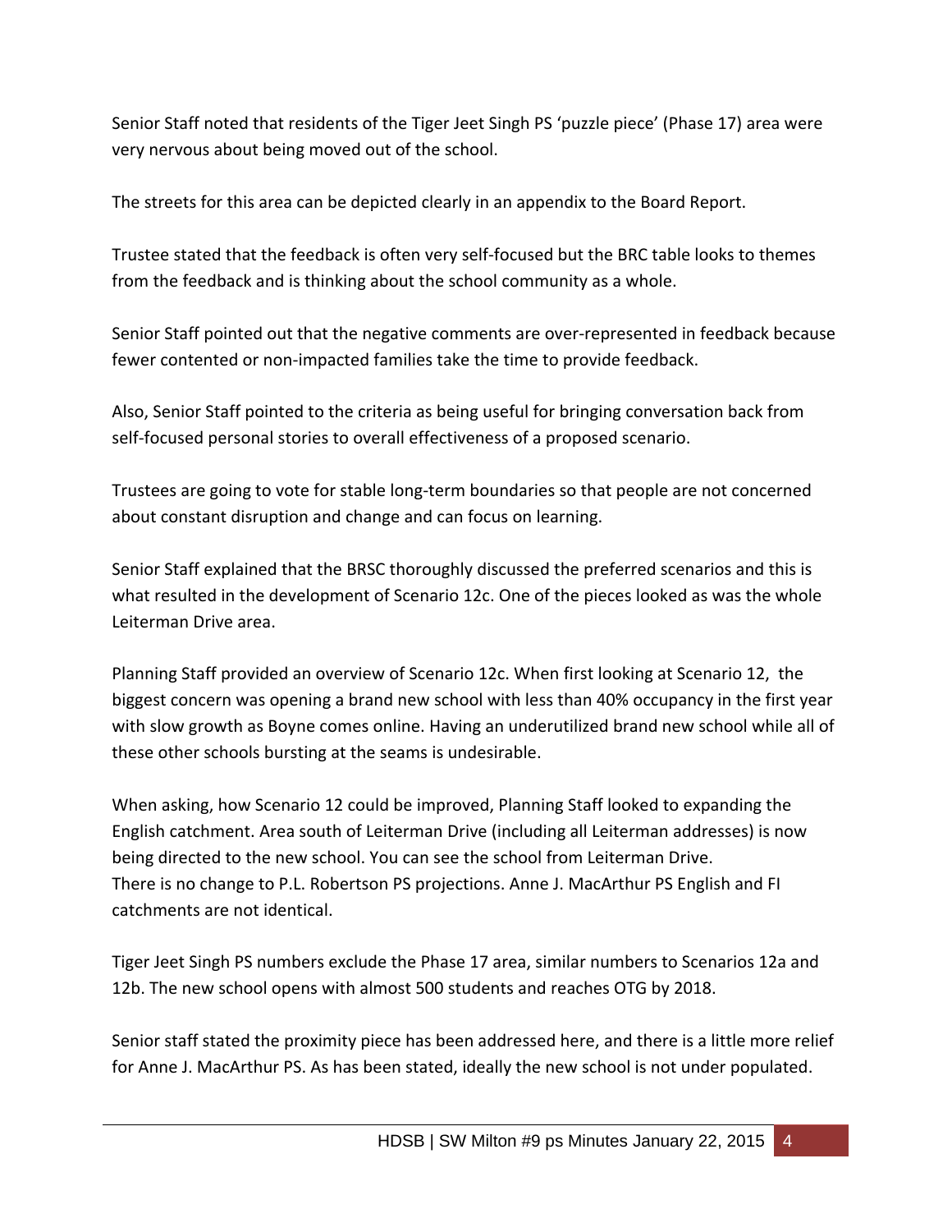Senior Staff noted that residents of the Tiger Jeet Singh PS 'puzzle piece' (Phase 17) area were very nervous about being moved out of the school.

The streets for this area can be depicted clearly in an appendix to the Board Report.

Trustee stated that the feedback is often very self-focused but the BRC table looks to themes from the feedback and is thinking about the school community as a whole.

Senior Staff pointed out that the negative comments are over-represented in feedback because fewer contented or non-impacted families take the time to provide feedback.

Also, Senior Staff pointed to the criteria as being useful for bringing conversation back from self-focused personal stories to overall effectiveness of a proposed scenario.

Trustees are going to vote for stable long-term boundaries so that people are not concerned about constant disruption and change and can focus on learning.

Senior Staff explained that the BRSC thoroughly discussed the preferred scenarios and this is what resulted in the development of Scenario 12c. One of the pieces looked as was the whole Leiterman Drive area.

Planning Staff provided an overview of Scenario 12c. When first looking at Scenario 12, the biggest concern was opening a brand new school with less than 40% occupancy in the first year with slow growth as Boyne comes online. Having an underutilized brand new school while all of these other schools bursting at the seams is undesirable.

When asking, how Scenario 12 could be improved, Planning Staff looked to expanding the English catchment. Area south of Leiterman Drive (including all Leiterman addresses) is now being directed to the new school. You can see the school from Leiterman Drive.
There is no change to P.L. Robertson PS projections. Anne J. MacArthur PS English and FI catchments are not identical.

Tiger Jeet Singh PS numbers exclude the Phase 17 area, similar numbers to Scenarios 12a and 12b. The new school opens with almost 500 students and reaches OTG by 2018.

Senior staff stated the proximity piece has been addressed here, and there is a little more relief for Anne J. MacArthur PS. As has been stated, ideally the new school is not under populated.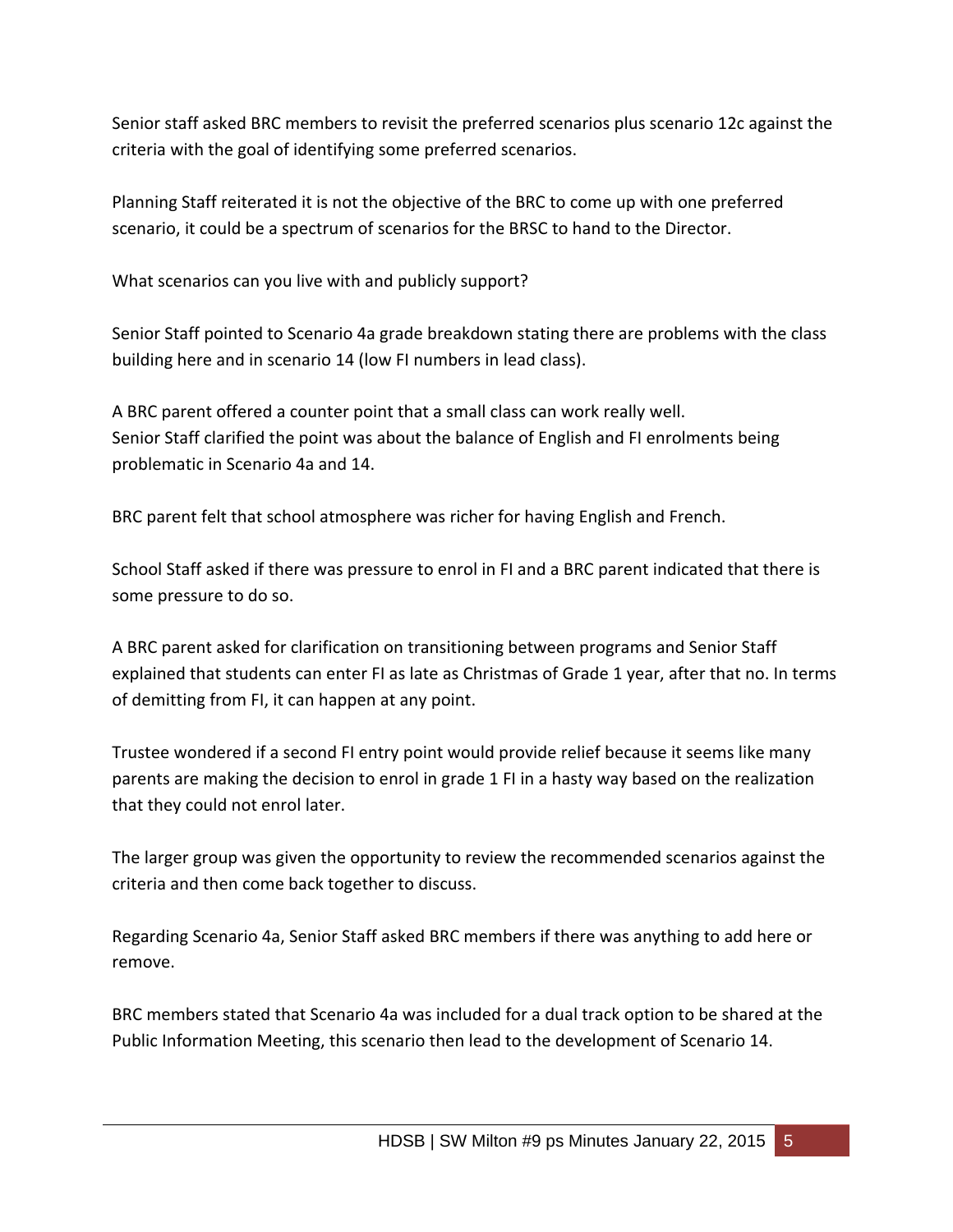Senior staff asked BRC members to revisit the preferred scenarios plus scenario 12c against the criteria with the goal of identifying some preferred scenarios.

Planning Staff reiterated it is not the objective of the BRC to come up with one preferred scenario, it could be a spectrum of scenarios for the BRSC to hand to the Director.

What scenarios can you live with and publicly support?

Senior Staff pointed to Scenario 4a grade breakdown stating there are problems with the class building here and in scenario 14 (low FI numbers in lead class).

A BRC parent offered a counter point that a small class can work really well.
Senior Staff clarified the point was about the balance of English and FI enrolments being problematic in Scenario 4a and 14.

BRC parent felt that school atmosphere was richer for having English and French.

School Staff asked if there was pressure to enrol in FI and a BRC parent indicated that there is some pressure to do so.

A BRC parent asked for clarification on transitioning between programs and Senior Staff explained that students can enter FI as late as Christmas of Grade 1 year, after that no. In terms of demitting from FI, it can happen at any point.

Trustee wondered if a second FI entry point would provide relief because it seems like many parents are making the decision to enrol in grade 1 FI in a hasty way based on the realization that they could not enrol later.

The larger group was given the opportunity to review the recommended scenarios against the criteria and then come back together to discuss.

Regarding Scenario 4a, Senior Staff asked BRC members if there was anything to add here or remove.

BRC members stated that Scenario 4a was included for a dual track option to be shared at the Public Information Meeting, this scenario then lead to the development of Scenario 14.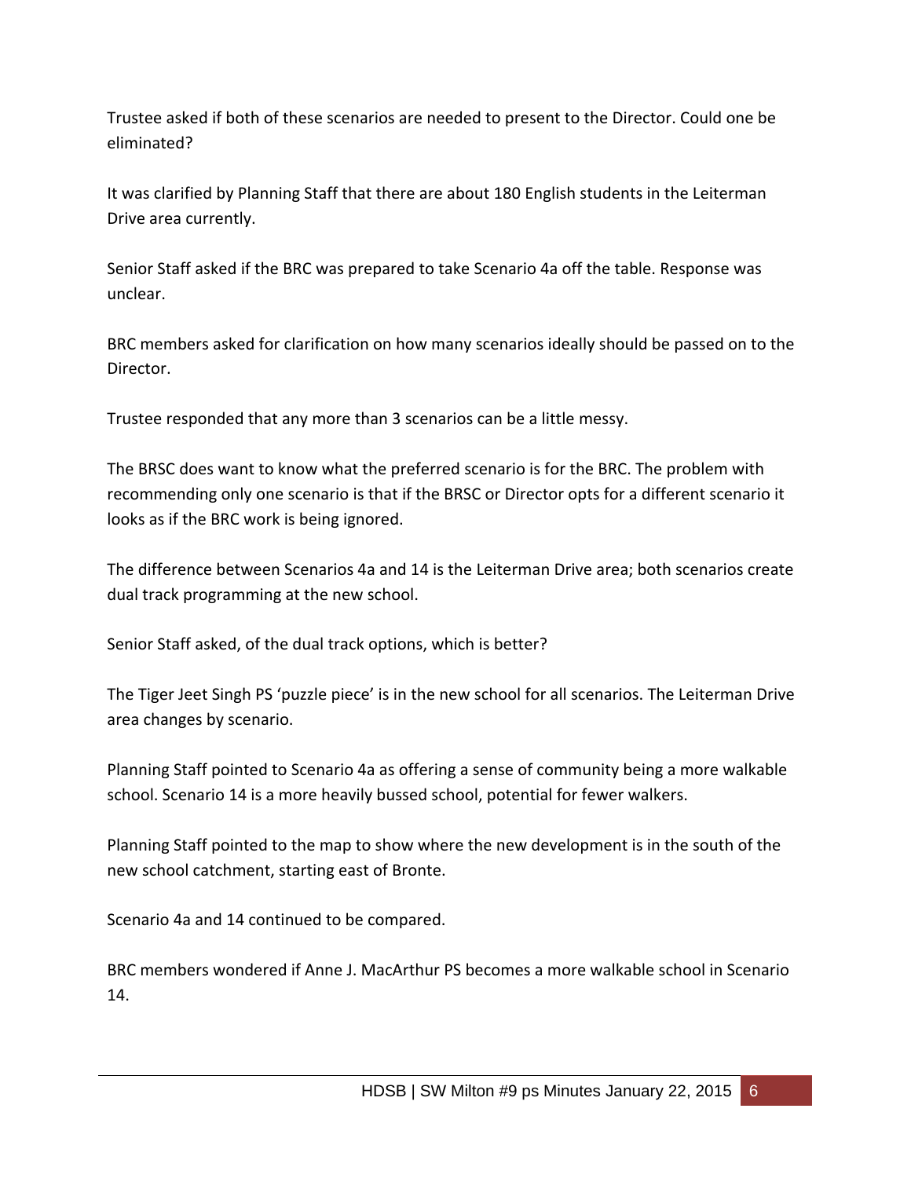Trustee asked if both of these scenarios are needed to present to the Director. Could one be eliminated?

It was clarified by Planning Staff that there are about 180 English students in the Leiterman Drive area currently.

Senior Staff asked if the BRC was prepared to take Scenario 4a off the table. Response was unclear.

BRC members asked for clarification on how many scenarios ideally should be passed on to the Director.

Trustee responded that any more than 3 scenarios can be a little messy.

The BRSC does want to know what the preferred scenario is for the BRC. The problem with recommending only one scenario is that if the BRSC or Director opts for a different scenario it looks as if the BRC work is being ignored.

The difference between Scenarios 4a and 14 is the Leiterman Drive area; both scenarios create dual track programming at the new school.

Senior Staff asked, of the dual track options, which is better?

The Tiger Jeet Singh PS 'puzzle piece' is in the new school for all scenarios. The Leiterman Drive area changes by scenario.

Planning Staff pointed to Scenario 4a as offering a sense of community being a more walkable school. Scenario 14 is a more heavily bussed school, potential for fewer walkers.

Planning Staff pointed to the map to show where the new development is in the south of the new school catchment, starting east of Bronte.

Scenario 4a and 14 continued to be compared.

BRC members wondered if Anne J. MacArthur PS becomes a more walkable school in Scenario 14.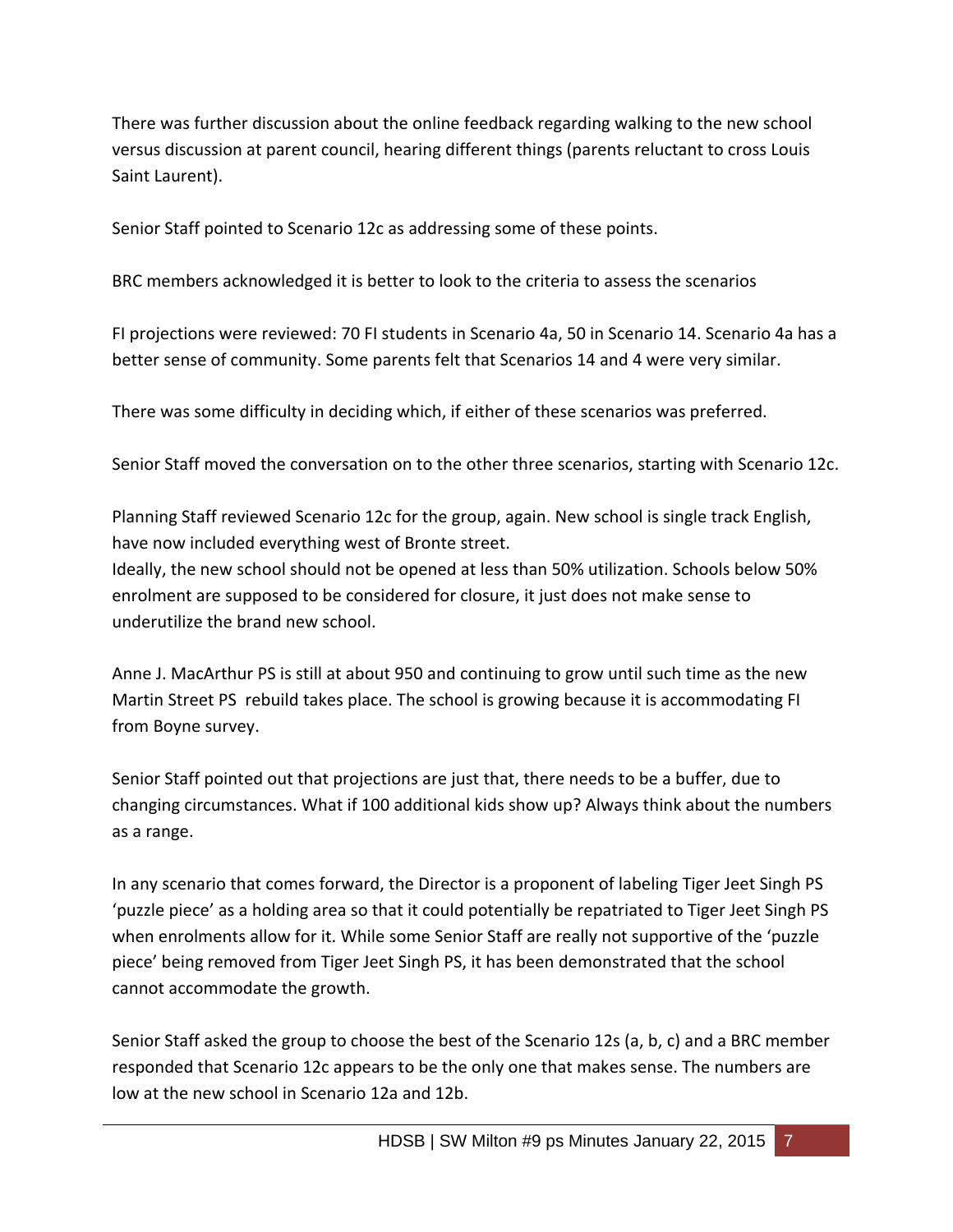There was further discussion about the online feedback regarding walking to the new school versus discussion at parent council, hearing different things (parents reluctant to cross Louis Saint Laurent).

Senior Staff pointed to Scenario 12c as addressing some of these points.

BRC members acknowledged it is better to look to the criteria to assess the scenarios

FI projections were reviewed: 70 FI students in Scenario 4a, 50 in Scenario 14. Scenario 4a has a better sense of community. Some parents felt that Scenarios 14 and 4 were very similar.

There was some difficulty in deciding which, if either of these scenarios was preferred.

Senior Staff moved the conversation on to the other three scenarios, starting with Scenario 12c.

Planning Staff reviewed Scenario 12c for the group, again. New school is single track English, have now included everything west of Bronte street.
Ideally, the new school should not be opened at less than 50% utilization. Schools below 50% enrolment are supposed to be considered for closure, it just does not make sense to underutilize the brand new school.

Anne J. MacArthur PS is still at about 950 and continuing to grow until such time as the new Martin Street PS rebuild takes place. The school is growing because it is accommodating FI from Boyne survey.

Senior Staff pointed out that projections are just that, there needs to be a buffer, due to changing circumstances. What if 100 additional kids show up? Always think about the numbers as a range.

In any scenario that comes forward, the Director is a proponent of labeling Tiger Jeet Singh PS 'puzzle piece' as a holding area so that it could potentially be repatriated to Tiger Jeet Singh PS when enrolments allow for it. While some Senior Staff are really not supportive of the 'puzzle piece' being removed from Tiger Jeet Singh PS, it has been demonstrated that the school cannot accommodate the growth.

Senior Staff asked the group to choose the best of the Scenario 12s (a, b, c) and a BRC member responded that Scenario 12c appears to be the only one that makes sense. The numbers are low at the new school in Scenario 12a and 12b.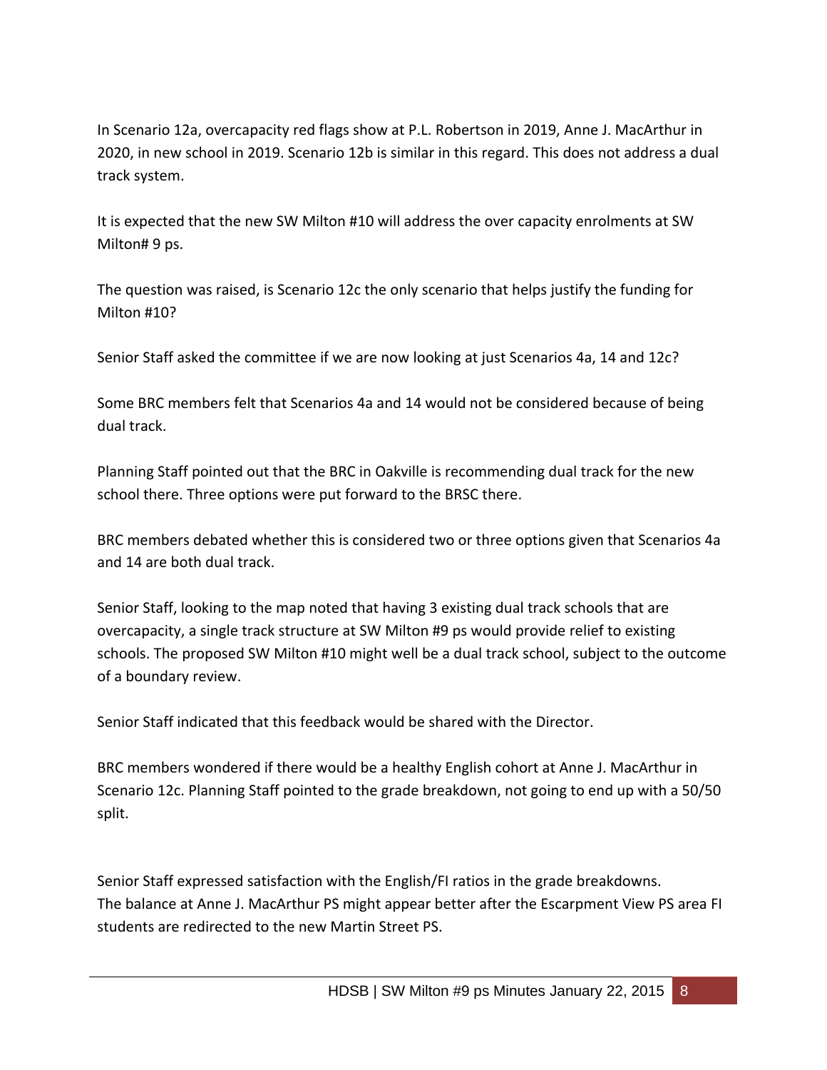In Scenario 12a, overcapacity red flags show at P.L. Robertson in 2019, Anne J. MacArthur in 2020, in new school in 2019. Scenario 12b is similar in this regard. This does not address a dual track system.

It is expected that the new SW Milton #10 will address the over capacity enrolments at SW Milton# 9 ps.

The question was raised, is Scenario 12c the only scenario that helps justify the funding for Milton #10?

Senior Staff asked the committee if we are now looking at just Scenarios 4a, 14 and 12c?

Some BRC members felt that Scenarios 4a and 14 would not be considered because of being dual track.

Planning Staff pointed out that the BRC in Oakville is recommending dual track for the new school there. Three options were put forward to the BRSC there.

BRC members debated whether this is considered two or three options given that Scenarios 4a and 14 are both dual track.

Senior Staff, looking to the map noted that having 3 existing dual track schools that are overcapacity, a single track structure at SW Milton #9 ps would provide relief to existing schools. The proposed SW Milton #10 might well be a dual track school, subject to the outcome of a boundary review.

Senior Staff indicated that this feedback would be shared with the Director.

BRC members wondered if there would be a healthy English cohort at Anne J. MacArthur in Scenario 12c. Planning Staff pointed to the grade breakdown, not going to end up with a 50/50 split.

Senior Staff expressed satisfaction with the English/FI ratios in the grade breakdowns.
The balance at Anne J. MacArthur PS might appear better after the Escarpment View PS area FI students are redirected to the new Martin Street PS.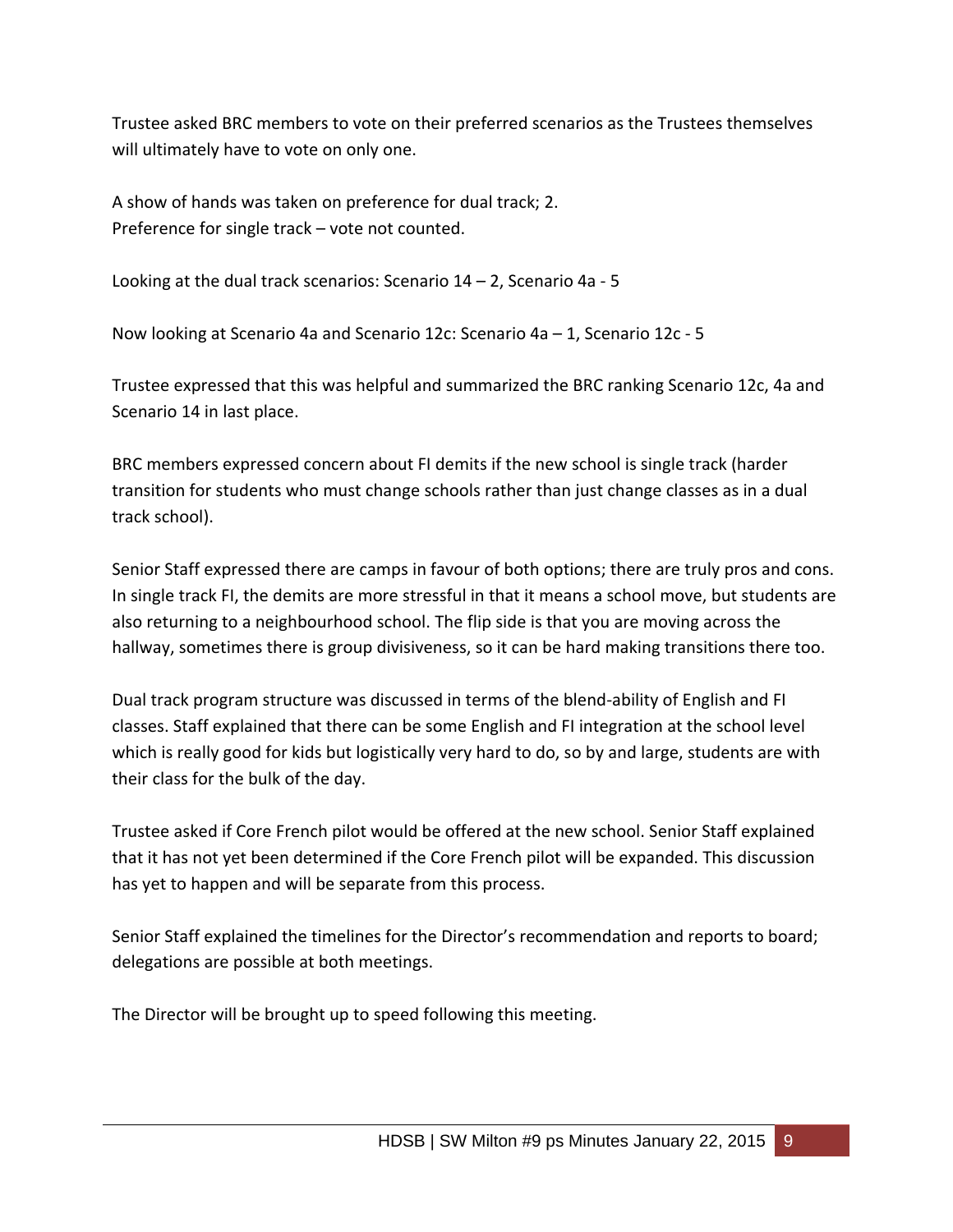Trustee asked BRC members to vote on their preferred scenarios as the Trustees themselves will ultimately have to vote on only one.

A show of hands was taken on preference for dual track; 2.
Preference for single track – vote not counted.

Looking at the dual track scenarios: Scenario 14 – 2, Scenario 4a - 5

Now looking at Scenario 4a and Scenario 12c: Scenario 4a – 1, Scenario 12c - 5

Trustee expressed that this was helpful and summarized the BRC ranking Scenario 12c, 4a and Scenario 14 in last place.

BRC members expressed concern about FI demits if the new school is single track (harder transition for students who must change schools rather than just change classes as in a dual track school).

Senior Staff expressed there are camps in favour of both options; there are truly pros and cons. In single track FI, the demits are more stressful in that it means a school move, but students are also returning to a neighbourhood school. The flip side is that you are moving across the hallway, sometimes there is group divisiveness, so it can be hard making transitions there too.

Dual track program structure was discussed in terms of the blend-ability of English and FI classes. Staff explained that there can be some English and FI integration at the school level which is really good for kids but logistically very hard to do, so by and large, students are with their class for the bulk of the day.

Trustee asked if Core French pilot would be offered at the new school. Senior Staff explained that it has not yet been determined if the Core French pilot will be expanded. This discussion has yet to happen and will be separate from this process.

Senior Staff explained the timelines for the Director's recommendation and reports to board; delegations are possible at both meetings.

The Director will be brought up to speed following this meeting.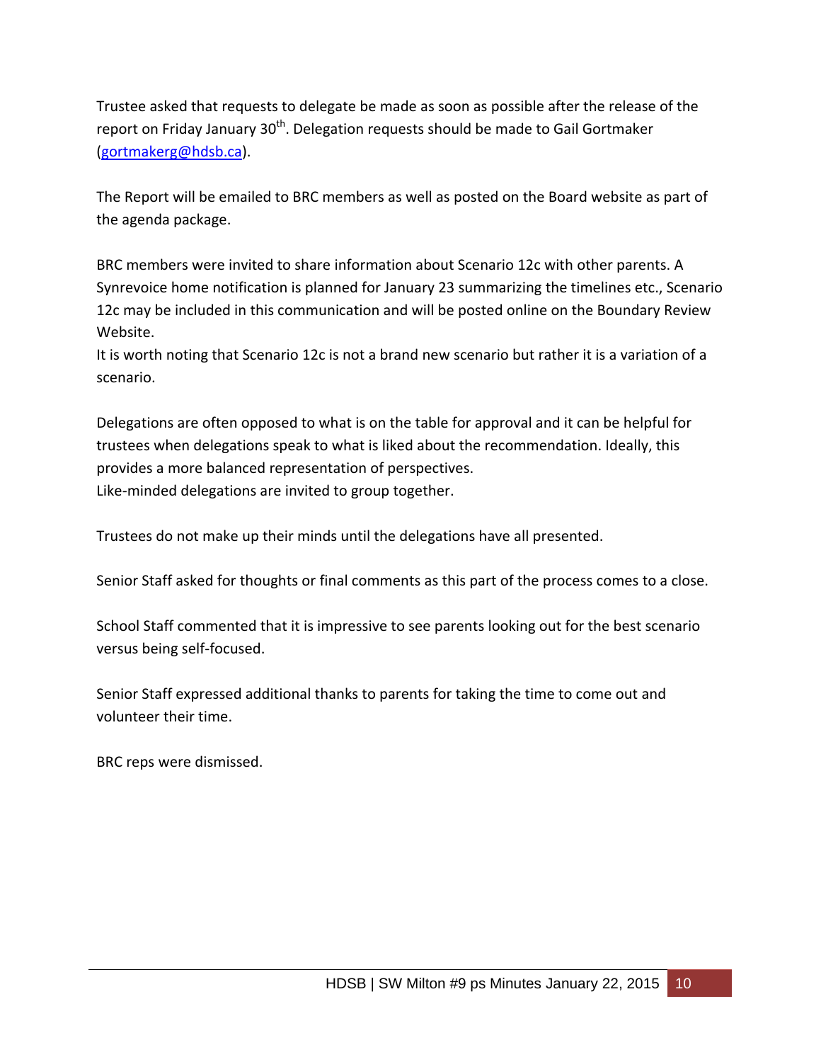Trustee asked that requests to delegate be made as soon as possible after the release of the report on Friday January 30th. Delegation requests should be made to Gail Gortmaker (gortmakerg@hdsb.ca).

The Report will be emailed to BRC members as well as posted on the Board website as part of the agenda package.

BRC members were invited to share information about Scenario 12c with other parents. A Synrevoice home notification is planned for January 23 summarizing the timelines etc., Scenario 12c may be included in this communication and will be posted online on the Boundary Review Website.
It is worth noting that Scenario 12c is not a brand new scenario but rather it is a variation of a scenario.

Delegations are often opposed to what is on the table for approval and it can be helpful for trustees when delegations speak to what is liked about the recommendation. Ideally, this provides a more balanced representation of perspectives.
Like-minded delegations are invited to group together.

Trustees do not make up their minds until the delegations have all presented.

Senior Staff asked for thoughts or final comments as this part of the process comes to a close.

School Staff commented that it is impressive to see parents looking out for the best scenario versus being self-focused.

Senior Staff expressed additional thanks to parents for taking the time to come out and volunteer their time.

BRC reps were dismissed.